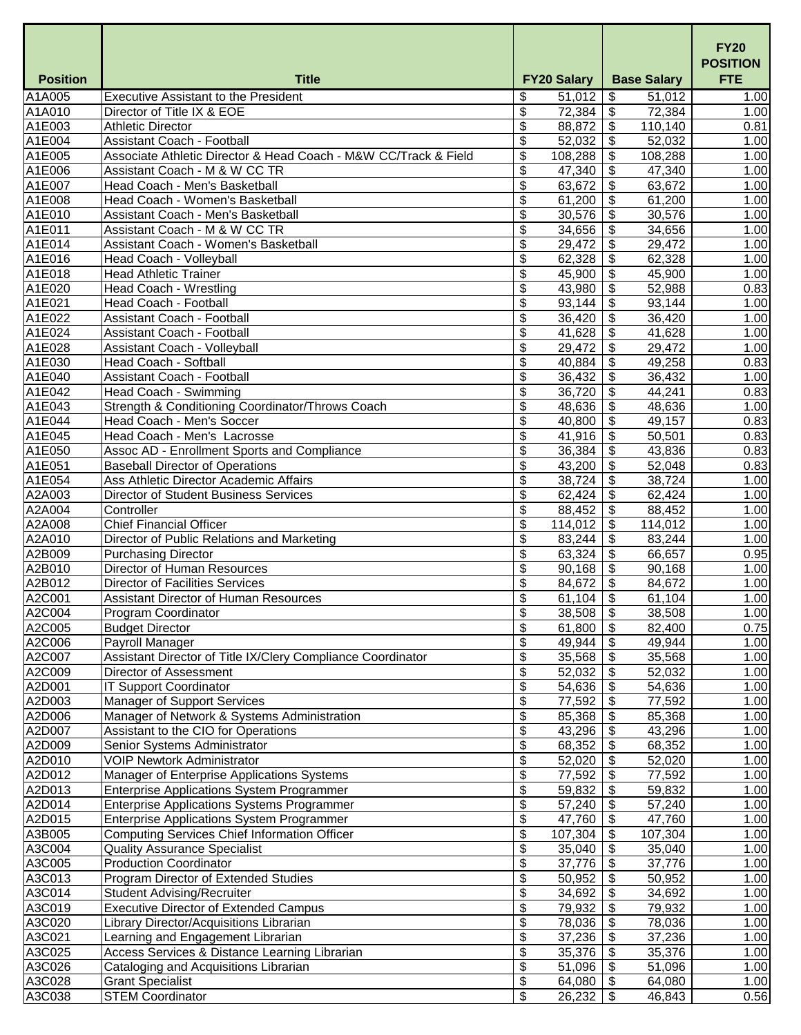| Position | Title | FY20 Salary | Base Salary | FY20 POSITION FTE |
|---|---|---|---|---|
| A1A005 | Executive Assistant to the President | $ 51,012 | $ 51,012 | 1.00 |
| A1A010 | Director of Title IX & EOE | $ 72,384 | $ 72,384 | 1.00 |
| A1E003 | Athletic Director | $ 88,872 | $ 110,140 | 0.81 |
| A1E004 | Assistant Coach - Football | $ 52,032 | $ 52,032 | 1.00 |
| A1E005 | Associate Athletic Director & Head Coach - M&W CC/Track & Field | $ 108,288 | $ 108,288 | 1.00 |
| A1E006 | Assistant Coach - M & W CC TR | $ 47,340 | $ 47,340 | 1.00 |
| A1E007 | Head Coach - Men's Basketball | $ 63,672 | $ 63,672 | 1.00 |
| A1E008 | Head Coach - Women's Basketball | $ 61,200 | $ 61,200 | 1.00 |
| A1E010 | Assistant Coach - Men's Basketball | $ 30,576 | $ 30,576 | 1.00 |
| A1E011 | Assistant Coach - M & W CC TR | $ 34,656 | $ 34,656 | 1.00 |
| A1E014 | Assistant Coach - Women's Basketball | $ 29,472 | $ 29,472 | 1.00 |
| A1E016 | Head Coach - Volleyball | $ 62,328 | $ 62,328 | 1.00 |
| A1E018 | Head Athletic Trainer | $ 45,900 | $ 45,900 | 1.00 |
| A1E020 | Head Coach - Wrestling | $ 43,980 | $ 52,988 | 0.83 |
| A1E021 | Head Coach - Football | $ 93,144 | $ 93,144 | 1.00 |
| A1E022 | Assistant Coach - Football | $ 36,420 | $ 36,420 | 1.00 |
| A1E024 | Assistant Coach - Football | $ 41,628 | $ 41,628 | 1.00 |
| A1E028 | Assistant Coach - Volleyball | $ 29,472 | $ 29,472 | 1.00 |
| A1E030 | Head Coach - Softball | $ 40,884 | $ 49,258 | 0.83 |
| A1E040 | Assistant Coach - Football | $ 36,432 | $ 36,432 | 1.00 |
| A1E042 | Head Coach - Swimming | $ 36,720 | $ 44,241 | 0.83 |
| A1E043 | Strength & Conditioning Coordinator/Throws Coach | $ 48,636 | $ 48,636 | 1.00 |
| A1E044 | Head Coach - Men's Soccer | $ 40,800 | $ 49,157 | 0.83 |
| A1E045 | Head Coach - Men's  Lacrosse | $ 41,916 | $ 50,501 | 0.83 |
| A1E050 | Assoc AD - Enrollment Sports and Compliance | $ 36,384 | $ 43,836 | 0.83 |
| A1E051 | Baseball Director of Operations | $ 43,200 | $ 52,048 | 0.83 |
| A1E054 | Ass Athletic Director Academic Affairs | $ 38,724 | $ 38,724 | 1.00 |
| A2A003 | Director of Student Business Services | $ 62,424 | $ 62,424 | 1.00 |
| A2A004 | Controller | $ 88,452 | $ 88,452 | 1.00 |
| A2A008 | Chief Financial Officer | $ 114,012 | $ 114,012 | 1.00 |
| A2A010 | Director of Public Relations and Marketing | $ 83,244 | $ 83,244 | 1.00 |
| A2B009 | Purchasing Director | $ 63,324 | $ 66,657 | 0.95 |
| A2B010 | Director of Human Resources | $ 90,168 | $ 90,168 | 1.00 |
| A2B012 | Director of Facilities Services | $ 84,672 | $ 84,672 | 1.00 |
| A2C001 | Assistant Director of Human Resources | $ 61,104 | $ 61,104 | 1.00 |
| A2C004 | Program Coordinator | $ 38,508 | $ 38,508 | 1.00 |
| A2C005 | Budget Director | $ 61,800 | $ 82,400 | 0.75 |
| A2C006 | Payroll Manager | $ 49,944 | $ 49,944 | 1.00 |
| A2C007 | Assistant Director of Title IX/Clery Compliance Coordinator | $ 35,568 | $ 35,568 | 1.00 |
| A2C009 | Director of Assessment | $ 52,032 | $ 52,032 | 1.00 |
| A2D001 | IT Support Coordinator | $ 54,636 | $ 54,636 | 1.00 |
| A2D003 | Manager of Support Services | $ 77,592 | $ 77,592 | 1.00 |
| A2D006 | Manager of Network & Systems Administration | $ 85,368 | $ 85,368 | 1.00 |
| A2D007 | Assistant to the CIO for Operations | $ 43,296 | $ 43,296 | 1.00 |
| A2D009 | Senior Systems Administrator | $ 68,352 | $ 68,352 | 1.00 |
| A2D010 | VOIP Newtork Administrator | $ 52,020 | $ 52,020 | 1.00 |
| A2D012 | Manager of Enterprise Applications Systems | $ 77,592 | $ 77,592 | 1.00 |
| A2D013 | Enterprise Applications System Programmer | $ 59,832 | $ 59,832 | 1.00 |
| A2D014 | Enterprise Applications Systems Programmer | $ 57,240 | $ 57,240 | 1.00 |
| A2D015 | Enterprise Applications System Programmer | $ 47,760 | $ 47,760 | 1.00 |
| A3B005 | Computing Services Chief Information Officer | $ 107,304 | $ 107,304 | 1.00 |
| A3C004 | Quality Assurance Specialist | $ 35,040 | $ 35,040 | 1.00 |
| A3C005 | Production Coordinator | $ 37,776 | $ 37,776 | 1.00 |
| A3C013 | Program Director of Extended Studies | $ 50,952 | $ 50,952 | 1.00 |
| A3C014 | Student Advising/Recruiter | $ 34,692 | $ 34,692 | 1.00 |
| A3C019 | Executive Director of Extended Campus | $ 79,932 | $ 79,932 | 1.00 |
| A3C020 | Library Director/Acquisitions Librarian | $ 78,036 | $ 78,036 | 1.00 |
| A3C021 | Learning and Engagement Librarian | $ 37,236 | $ 37,236 | 1.00 |
| A3C025 | Access Services & Distance Learning Librarian | $ 35,376 | $ 35,376 | 1.00 |
| A3C026 | Cataloging and Acquisitions Librarian | $ 51,096 | $ 51,096 | 1.00 |
| A3C028 | Grant Specialist | $ 64,080 | $ 64,080 | 1.00 |
| A3C038 | STEM Coordinator | $ 26,232 | $ 46,843 | 0.56 |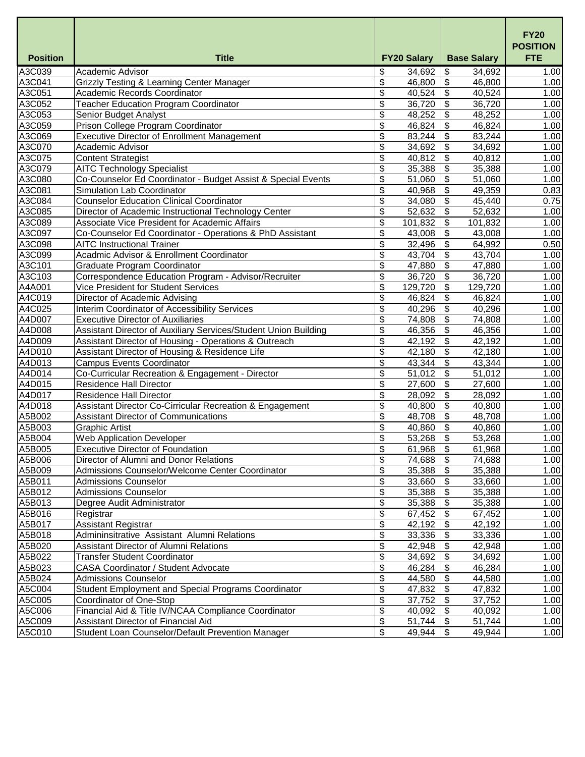| Position | Title | FY20 Salary | Base Salary | FY20 POSITION FTE |
|---|---|---|---|---|
| A3C039 | Academic Advisor | $ 34,692 | $ 34,692 | 1.00 |
| A3C041 | Grizzly Testing & Learning Center Manager | $ 46,800 | $ 46,800 | 1.00 |
| A3C051 | Academic Records Coordinator | $ 40,524 | $ 40,524 | 1.00 |
| A3C052 | Teacher Education Program Coordinator | $ 36,720 | $ 36,720 | 1.00 |
| A3C053 | Senior Budget Analyst | $ 48,252 | $ 48,252 | 1.00 |
| A3C059 | Prison College Program Coordinator | $ 46,824 | $ 46,824 | 1.00 |
| A3C069 | Executive Director of Enrollment Management | $ 83,244 | $ 83,244 | 1.00 |
| A3C070 | Academic Advisor | $ 34,692 | $ 34,692 | 1.00 |
| A3C075 | Content Strategist | $ 40,812 | $ 40,812 | 1.00 |
| A3C079 | AITC Technology Specialist | $ 35,388 | $ 35,388 | 1.00 |
| A3C080 | Co-Counselor Ed Coordinator - Budget Assist & Special Events | $ 51,060 | $ 51,060 | 1.00 |
| A3C081 | Simulation Lab Coordinator | $ 40,968 | $ 49,359 | 0.83 |
| A3C084 | Counselor Education Clinical Coordinator | $ 34,080 | $ 45,440 | 0.75 |
| A3C085 | Director of Academic Instructional Technology Center | $ 52,632 | $ 52,632 | 1.00 |
| A3C089 | Associate Vice President for Academic Affairs | $ 101,832 | $ 101,832 | 1.00 |
| A3C097 | Co-Counselor Ed Coordinator - Operations & PhD Assistant | $ 43,008 | $ 43,008 | 1.00 |
| A3C098 | AITC Instructional Trainer | $ 32,496 | $ 64,992 | 0.50 |
| A3C099 | Acadmic Advisor & Enrollment Coordinator | $ 43,704 | $ 43,704 | 1.00 |
| A3C101 | Graduate Program Coordinator | $ 47,880 | $ 47,880 | 1.00 |
| A3C103 | Correspondence Education Program - Advisor/Recruiter | $ 36,720 | $ 36,720 | 1.00 |
| A4A001 | Vice President for Student Services | $ 129,720 | $ 129,720 | 1.00 |
| A4C019 | Director of Academic Advising | $ 46,824 | $ 46,824 | 1.00 |
| A4C025 | Interim Coordinator of Accessibility Services | $ 40,296 | $ 40,296 | 1.00 |
| A4D007 | Executive Director of Auxiliaries | $ 74,808 | $ 74,808 | 1.00 |
| A4D008 | Assistant Director of Auxiliary Services/Student Union Building | $ 46,356 | $ 46,356 | 1.00 |
| A4D009 | Assistant Director of Housing - Operations & Outreach | $ 42,192 | $ 42,192 | 1.00 |
| A4D010 | Assistant Director of Housing & Residence Life | $ 42,180 | $ 42,180 | 1.00 |
| A4D013 | Campus Events Coordinator | $ 43,344 | $ 43,344 | 1.00 |
| A4D014 | Co-Curricular Recreation & Engagement - Director | $ 51,012 | $ 51,012 | 1.00 |
| A4D015 | Residence Hall Director | $ 27,600 | $ 27,600 | 1.00 |
| A4D017 | Residence Hall Director | $ 28,092 | $ 28,092 | 1.00 |
| A4D018 | Assistant Director Co-Cirricular Recreation & Engagement | $ 40,800 | $ 40,800 | 1.00 |
| A5B002 | Assistant Director of Communications | $ 48,708 | $ 48,708 | 1.00 |
| A5B003 | Graphic Artist | $ 40,860 | $ 40,860 | 1.00 |
| A5B004 | Web Application Developer | $ 53,268 | $ 53,268 | 1.00 |
| A5B005 | Executive Director of Foundation | $ 61,968 | $ 61,968 | 1.00 |
| A5B006 | Director of Alumni and Donor Relations | $ 74,688 | $ 74,688 | 1.00 |
| A5B009 | Admissions Counselor/Welcome Center Coordinator | $ 35,388 | $ 35,388 | 1.00 |
| A5B011 | Admissions Counselor | $ 33,660 | $ 33,660 | 1.00 |
| A5B012 | Admissions Counselor | $ 35,388 | $ 35,388 | 1.00 |
| A5B013 | Degree Audit Administrator | $ 35,388 | $ 35,388 | 1.00 |
| A5B016 | Registrar | $ 67,452 | $ 67,452 | 1.00 |
| A5B017 | Assistant Registrar | $ 42,192 | $ 42,192 | 1.00 |
| A5B018 | Admininsitrative Assistant Alumni Relations | $ 33,336 | $ 33,336 | 1.00 |
| A5B020 | Assistant Director of Alumni Relations | $ 42,948 | $ 42,948 | 1.00 |
| A5B022 | Transfer Student Coordinator | $ 34,692 | $ 34,692 | 1.00 |
| A5B023 | CASA Coordinator / Student Advocate | $ 46,284 | $ 46,284 | 1.00 |
| A5B024 | Admissions Counselor | $ 44,580 | $ 44,580 | 1.00 |
| A5C004 | Student Employment and Special Programs Coordinator | $ 47,832 | $ 47,832 | 1.00 |
| A5C005 | Coordinator of One-Stop | $ 37,752 | $ 37,752 | 1.00 |
| A5C006 | Financial Aid & Title IV/NCAA Compliance Coordinator | $ 40,092 | $ 40,092 | 1.00 |
| A5C009 | Assistant Director of Financial Aid | $ 51,744 | $ 51,744 | 1.00 |
| A5C010 | Student Loan Counselor/Default Prevention Manager | $ 49,944 | $ 49,944 | 1.00 |